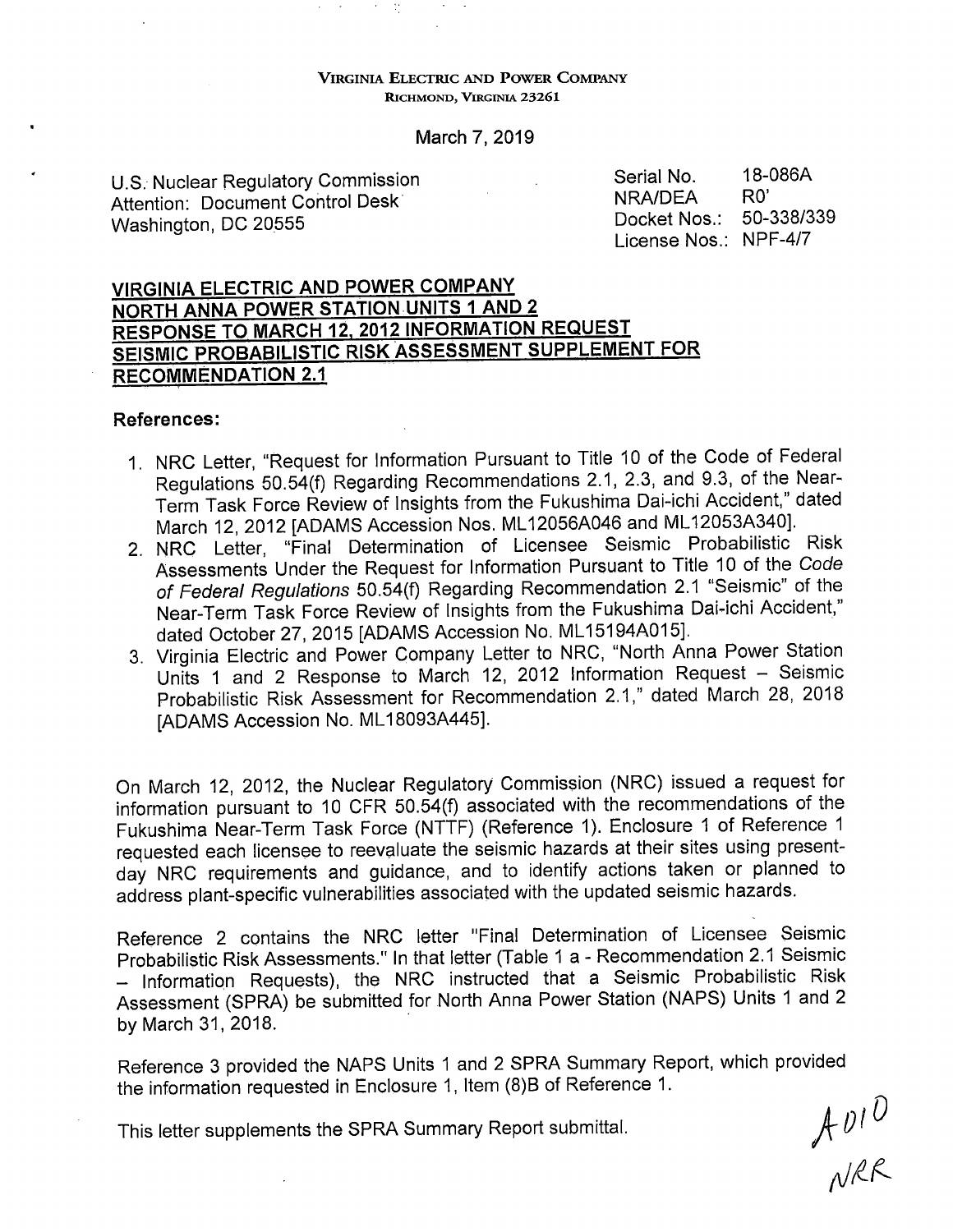VIRGINIA ELECTRIC AND POWER COMPANY
RICHMOND, VIRGINIA 23261

March 7, 2019

U.S. Nuclear Regulatory Commission
Attention: Document Control Desk
Washington, DC 20555

Serial No. 18-086A
NRA/DEA R0'
Docket Nos.: 50-338/339
License Nos.: NPF-4/7

**VIRGINIA ELECTRIC AND POWER COMPANY**
**NORTH ANNA POWER STATION UNITS 1 AND 2**
**RESPONSE TO MARCH 12, 2012 INFORMATION REQUEST**
**SEISMIC PROBABILISTIC RISK ASSESSMENT SUPPLEMENT FOR RECOMMENDATION 2.1**

**References:**

1. NRC Letter, "Request for Information Pursuant to Title 10 of the Code of Federal Regulations 50.54(f) Regarding Recommendations 2.1, 2.3, and 9.3, of the Near-Term Task Force Review of Insights from the Fukushima Dai-ichi Accident," dated March 12, 2012 [ADAMS Accession Nos. ML12056A046 and ML12053A340].
2. NRC Letter, "Final Determination of Licensee Seismic Probabilistic Risk Assessments Under the Request for Information Pursuant to Title 10 of the *Code of Federal Regulations* 50.54(f) Regarding Recommendation 2.1 "Seismic" of the Near-Term Task Force Review of Insights from the Fukushima Dai-ichi Accident," dated October 27, 2015 [ADAMS Accession No. ML15194A015].
3. Virginia Electric and Power Company Letter to NRC, "North Anna Power Station Units 1 and 2 Response to March 12, 2012 Information Request – Seismic Probabilistic Risk Assessment for Recommendation 2.1," dated March 28, 2018 [ADAMS Accession No. ML18093A445].

On March 12, 2012, the Nuclear Regulatory Commission (NRC) issued a request for information pursuant to 10 CFR 50.54(f) associated with the recommendations of the Fukushima Near-Term Task Force (NTTF) (Reference 1). Enclosure 1 of Reference 1 requested each licensee to reevaluate the seismic hazards at their sites using present-day NRC requirements and guidance, and to identify actions taken or planned to address plant-specific vulnerabilities associated with the updated seismic hazards.

Reference 2 contains the NRC letter "Final Determination of Licensee Seismic Probabilistic Risk Assessments." In that letter (Table 1 a - Recommendation 2.1 Seismic – Information Requests), the NRC instructed that a Seismic Probabilistic Risk Assessment (SPRA) be submitted for North Anna Power Station (NAPS) Units 1 and 2 by March 31, 2018.

Reference 3 provided the NAPS Units 1 and 2 SPRA Summary Report, which provided the information requested in Enclosure 1, Item (8)B of Reference 1.

This letter supplements the SPRA Summary Report submittal.

A010
NRR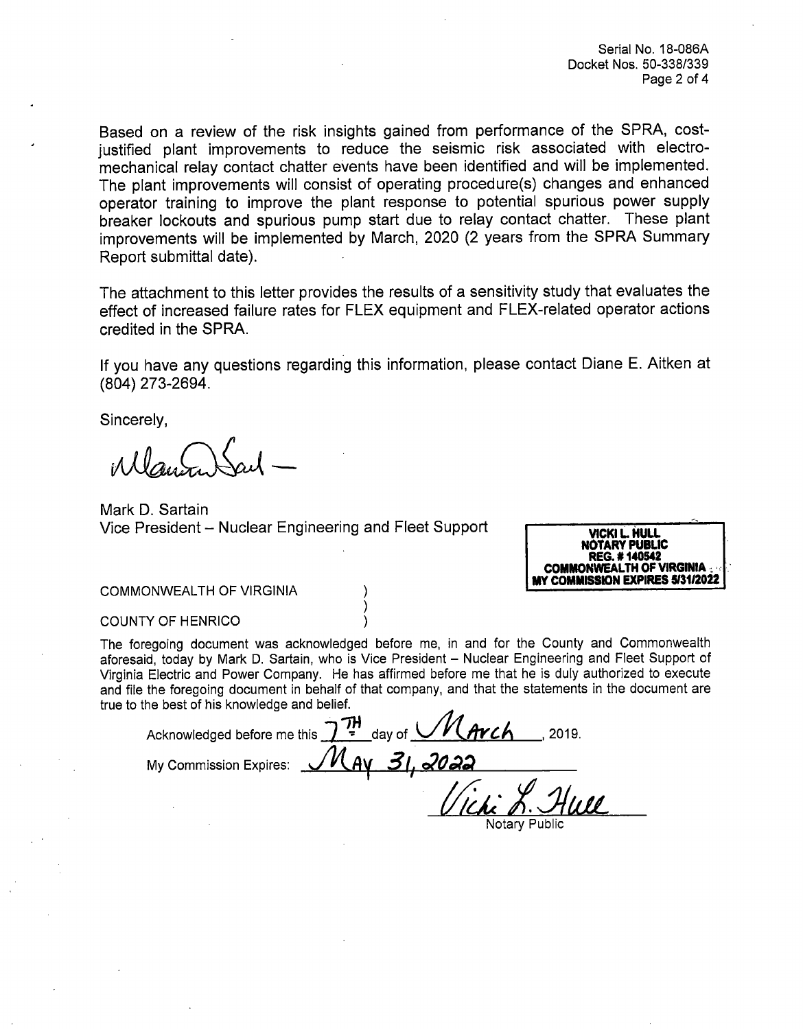Based on a review of the risk insights gained from performance of the SPRA, cost-justified plant improvements to reduce the seismic risk associated with electro-mechanical relay contact chatter events have been identified and will be implemented. The plant improvements will consist of operating procedure(s) changes and enhanced operator training to improve the plant response to potential spurious power supply breaker lockouts and spurious pump start due to relay contact chatter. These plant improvements will be implemented by March, 2020 (2 years from the SPRA Summary Report submittal date).

The attachment to this letter provides the results of a sensitivity study that evaluates the effect of increased failure rates for FLEX equipment and FLEX-related operator actions credited in the SPRA.

If you have any questions regarding this information, please contact Diane E. Aitken at (804) 273-2694.

Sincerely,

Mark D. Sartain
Vice President – Nuclear Engineering and Fleet Support

VICKI L. HULL
NOTARY PUBLIC
REG. # 140542
COMMONWEALTH OF VIRGINIA
MY COMMISSION EXPIRES 5/31/2022

COMMONWEALTH OF VIRGINIA )
)
COUNTY OF HENRICO )

The foregoing document was acknowledged before me, in and for the County and Commonwealth aforesaid, today by Mark D. Sartain, who is Vice President – Nuclear Engineering and Fleet Support of Virginia Electric and Power Company. He has affirmed before me that he is duly authorized to execute and file the foregoing document in behalf of that company, and that the statements in the document are true to the best of his knowledge and belief.

Acknowledged before me this 7TH day of March, 2019.

My Commission Expires: May 31, 2022

Vicki L. Hull
Notary Public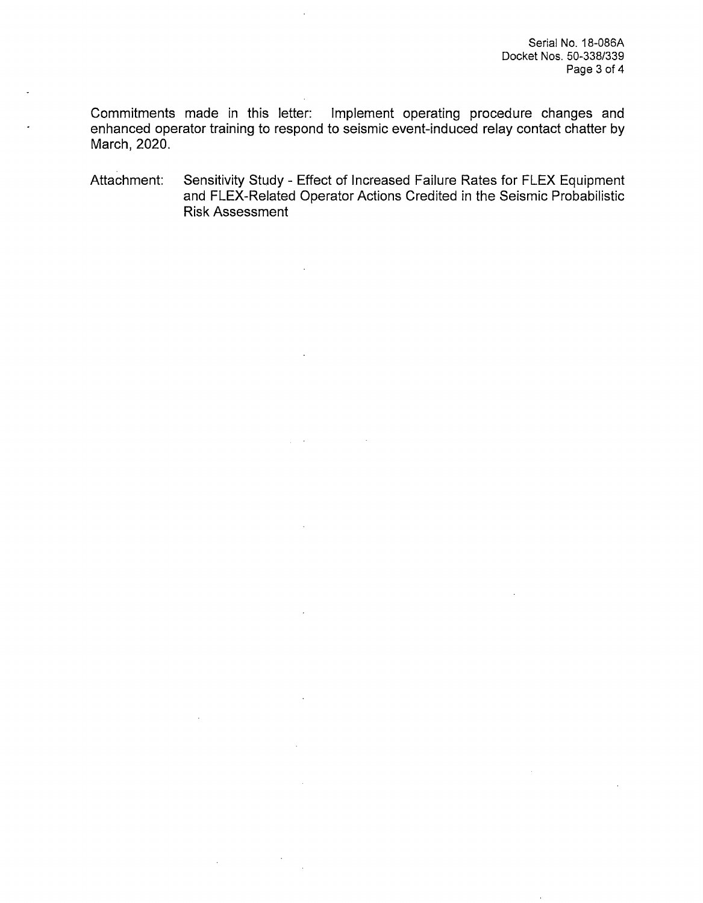Commitments made in this letter: Implement operating procedure changes and enhanced operator training to respond to seismic event-induced relay contact chatter by March, 2020.

Attachment: Sensitivity Study - Effect of Increased Failure Rates for FLEX Equipment and FLEX-Related Operator Actions Credited in the Seismic Probabilistic Risk Assessment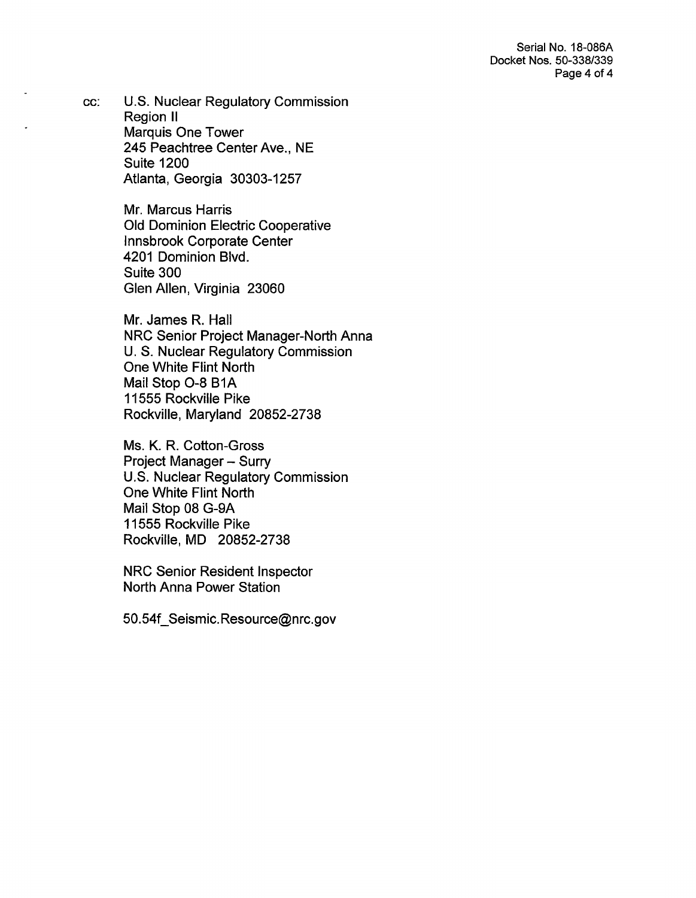cc: U.S. Nuclear Regulatory Commission
Region II
Marquis One Tower
245 Peachtree Center Ave., NE
Suite 1200
Atlanta, Georgia 30303-1257

Mr. Marcus Harris
Old Dominion Electric Cooperative
Innsbrook Corporate Center
4201 Dominion Blvd.
Suite 300
Glen Allen, Virginia 23060

Mr. James R. Hall
NRC Senior Project Manager-North Anna
U. S. Nuclear Regulatory Commission
One White Flint North
Mail Stop O-8 B1A
11555 Rockville Pike
Rockville, Maryland 20852-2738

Ms. K. R. Cotton-Gross
Project Manager – Surry
U.S. Nuclear Regulatory Commission
One White Flint North
Mail Stop 08 G-9A
11555 Rockville Pike
Rockville, MD 20852-2738

NRC Senior Resident Inspector
North Anna Power Station

50.54f_Seismic.Resource@nrc.gov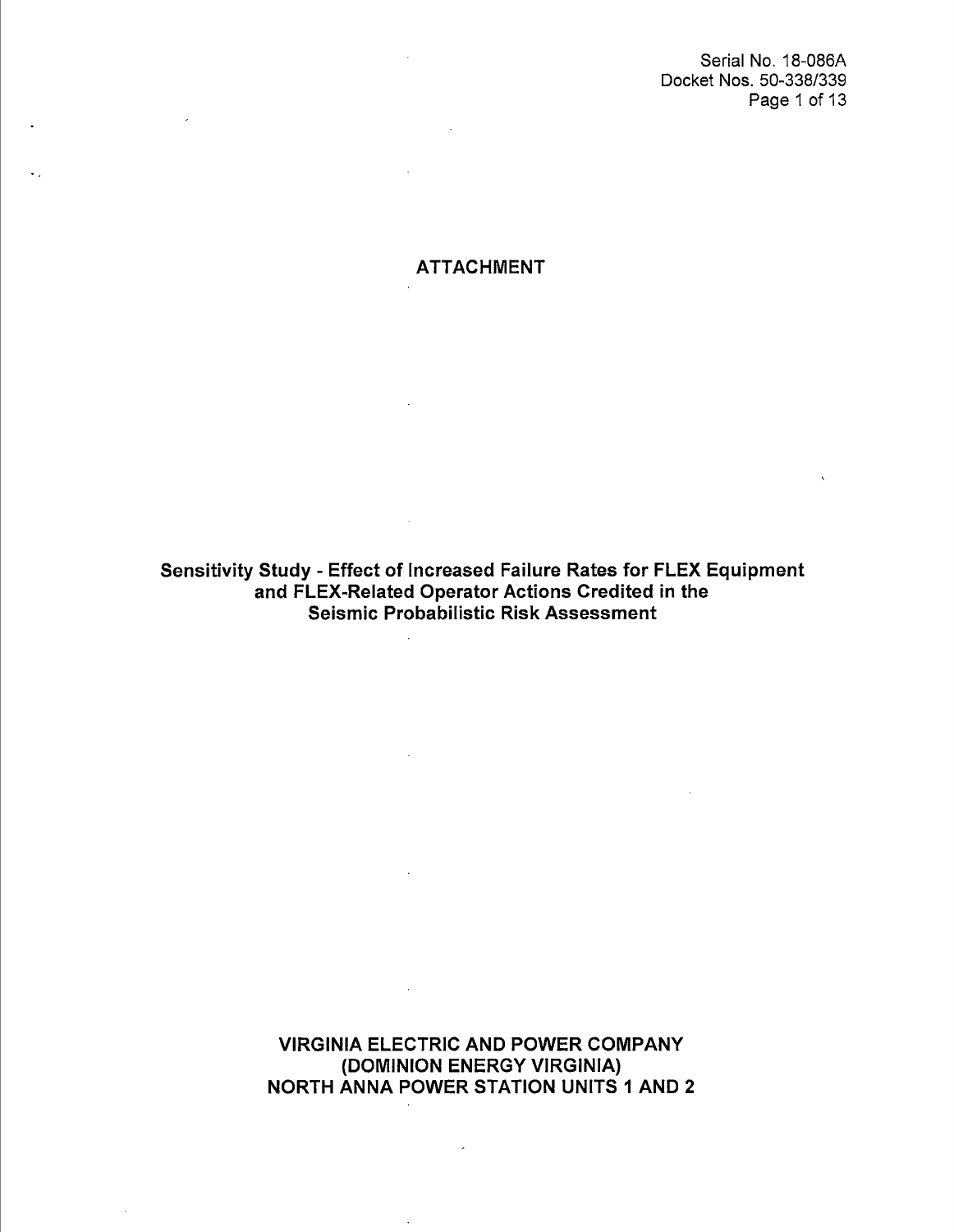Serial No. 18-086A
Docket Nos. 50-338/339

# ATTACHMENT

## Sensitivity Study - Effect of Increased Failure Rates for FLEX Equipment and FLEX-Related Operator Actions Credited in the Seismic Probabilistic Risk Assessment

**VIRGINIA ELECTRIC AND POWER COMPANY**
**(DOMINION ENERGY VIRGINIA)**
**NORTH ANNA POWER STATION UNITS 1 AND 2**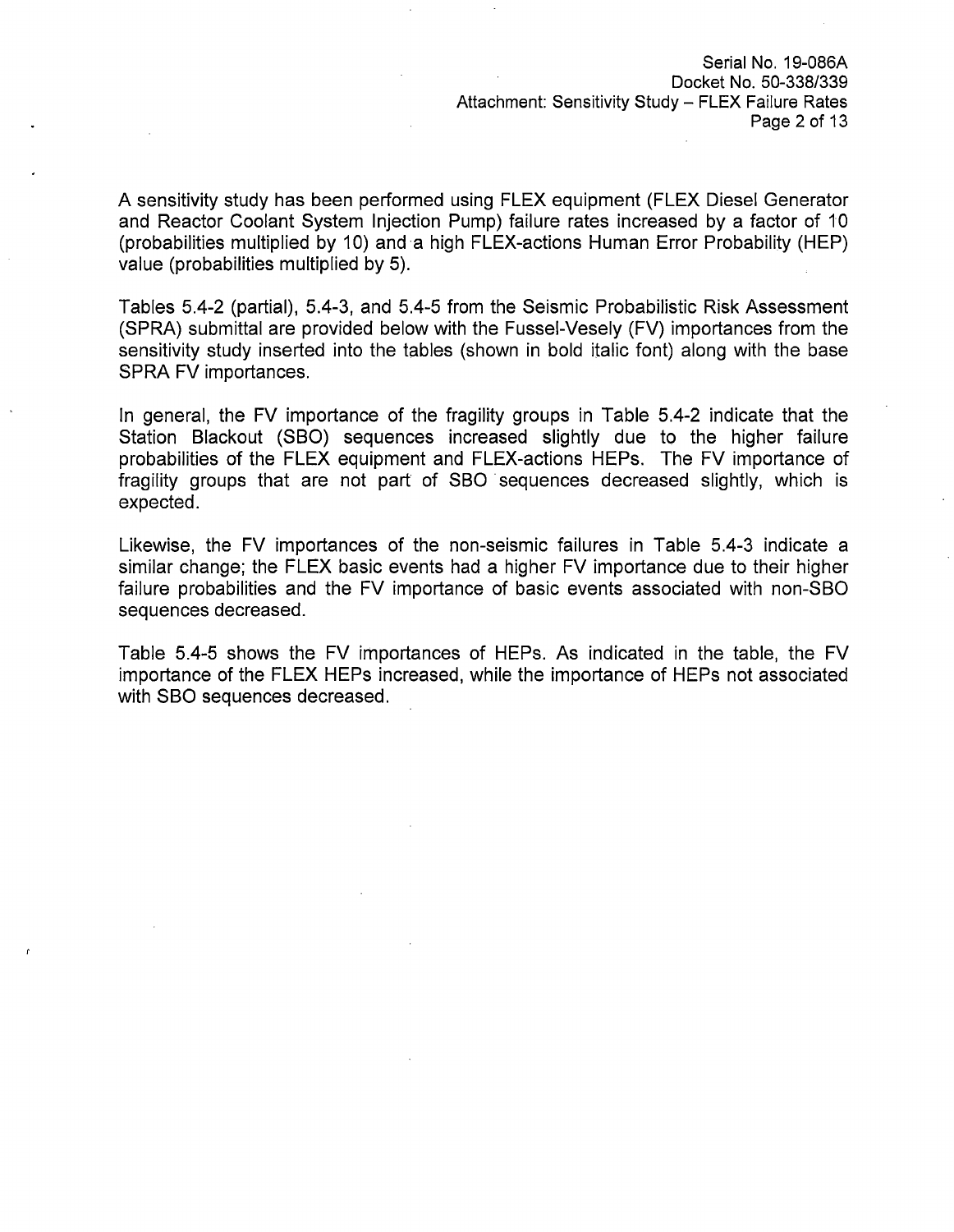A sensitivity study has been performed using FLEX equipment (FLEX Diesel Generator and Reactor Coolant System Injection Pump) failure rates increased by a factor of 10 (probabilities multiplied by 10) and a high FLEX-actions Human Error Probability (HEP) value (probabilities multiplied by 5).

Tables 5.4-2 (partial), 5.4-3, and 5.4-5 from the Seismic Probabilistic Risk Assessment (SPRA) submittal are provided below with the Fussel-Vesely (FV) importances from the sensitivity study inserted into the tables (shown in bold italic font) along with the base SPRA FV importances.

In general, the FV importance of the fragility groups in Table 5.4-2 indicate that the Station Blackout (SBO) sequences increased slightly due to the higher failure probabilities of the FLEX equipment and FLEX-actions HEPs. The FV importance of fragility groups that are not part of SBO sequences decreased slightly, which is expected.

Likewise, the FV importances of the non-seismic failures in Table 5.4-3 indicate a similar change; the FLEX basic events had a higher FV importance due to their higher failure probabilities and the FV importance of basic events associated with non-SBO sequences decreased.

Table 5.4-5 shows the FV importances of HEPs. As indicated in the table, the FV importance of the FLEX HEPs increased, while the importance of HEPs not associated with SBO sequences decreased.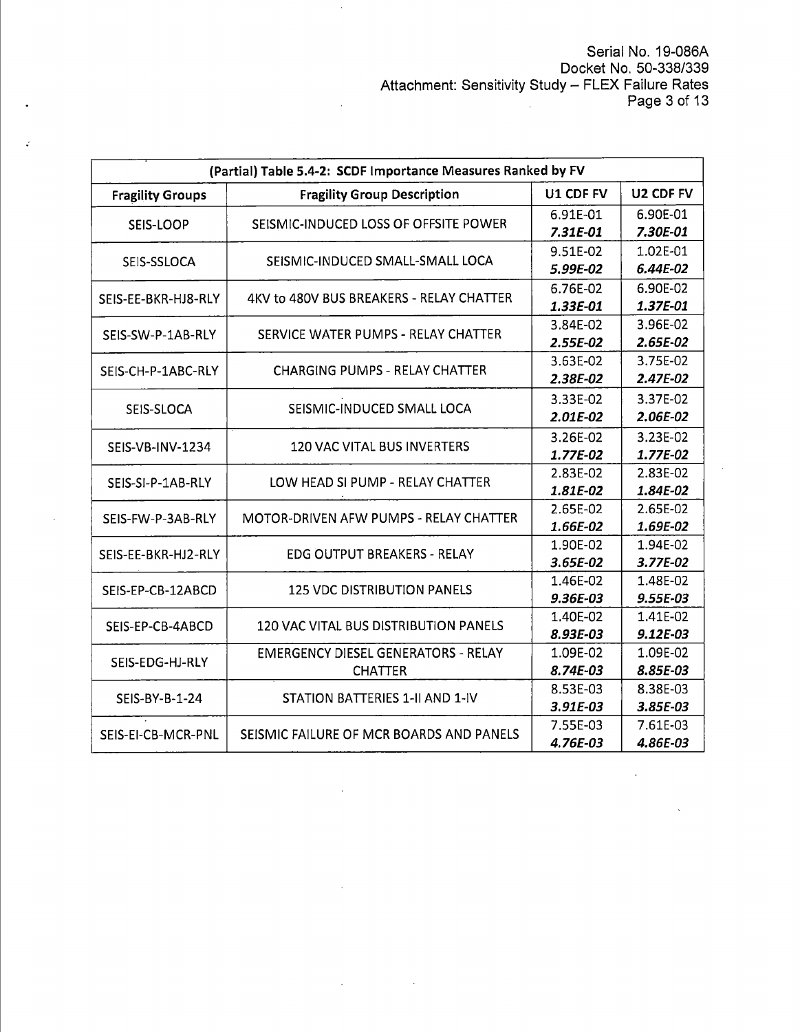| (Partial) Table 5.4-2: SCDF Importance Measures Ranked by FV | | | |
|---|---|---|---|
| **Fragility Groups** | **Fragility Group Description** | **U1 CDF FV** | **U2 CDF FV** |
| SEIS-LOOP | SEISMIC-INDUCED LOSS OF OFFSITE POWER | 6.91E-01<br>***7.31E-01*** | 6.90E-01<br>***7.30E-01*** |
| SEIS-SSLOCA | SEISMIC-INDUCED SMALL-SMALL LOCA | 9.51E-02<br>***5.99E-02*** | 1.02E-01<br>***6.44E-02*** |
| SEIS-EE-BKR-HJ8-RLY | 4KV to 480V BUS BREAKERS - RELAY CHATTER | 6.76E-02<br>***1.33E-01*** | 6.90E-02<br>***1.37E-01*** |
| SEIS-SW-P-1AB-RLY | SERVICE WATER PUMPS - RELAY CHATTER | 3.84E-02<br>***2.55E-02*** | 3.96E-02<br>***2.65E-02*** |
| SEIS-CH-P-1ABC-RLY | CHARGING PUMPS - RELAY CHATTER | 3.63E-02<br>***2.38E-02*** | 3.75E-02<br>***2.47E-02*** |
| SEIS-SLOCA | SEISMIC-INDUCED SMALL LOCA | 3.33E-02<br>***2.01E-02*** | 3.37E-02<br>***2.06E-02*** |
| SEIS-VB-INV-1234 | 120 VAC VITAL BUS INVERTERS | 3.26E-02<br>***1.77E-02*** | 3.23E-02<br>***1.77E-02*** |
| SEIS-SI-P-1AB-RLY | LOW HEAD SI PUMP - RELAY CHATTER | 2.83E-02<br>***1.81E-02*** | 2.83E-02<br>***1.84E-02*** |
| SEIS-FW-P-3AB-RLY | MOTOR-DRIVEN AFW PUMPS - RELAY CHATTER | 2.65E-02<br>***1.66E-02*** | 2.65E-02<br>***1.69E-02*** |
| SEIS-EE-BKR-HJ2-RLY | EDG OUTPUT BREAKERS - RELAY | 1.90E-02<br>***3.65E-02*** | 1.94E-02<br>***3.77E-02*** |
| SEIS-EP-CB-12ABCD | 125 VDC DISTRIBUTION PANELS | 1.46E-02<br>***9.36E-03*** | 1.48E-02<br>***9.55E-03*** |
| SEIS-EP-CB-4ABCD | 120 VAC VITAL BUS DISTRIBUTION PANELS | 1.40E-02<br>***8.93E-03*** | 1.41E-02<br>***9.12E-03*** |
| SEIS-EDG-HJ-RLY | EMERGENCY DIESEL GENERATORS - RELAY CHATTER | 1.09E-02<br>***8.74E-03*** | 1.09E-02<br>***8.85E-03*** |
| SEIS-BY-B-1-24 | STATION BATTERIES 1-II AND 1-IV | 8.53E-03<br>***3.91E-03*** | 8.38E-03<br>***3.85E-03*** |
| SEIS-EI-CB-MCR-PNL | SEISMIC FAILURE OF MCR BOARDS AND PANELS | 7.55E-03<br>***4.76E-03*** | 7.61E-03<br>***4.86E-03*** |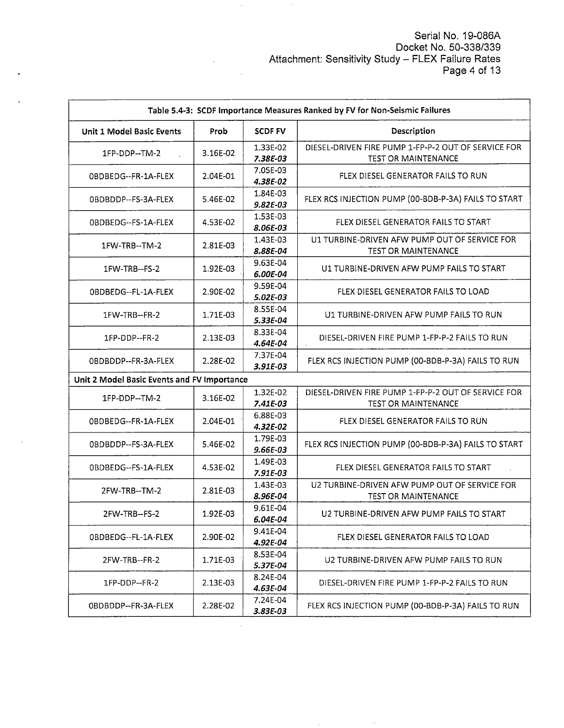| Table 5.4-3: SCDF Importance Measures Ranked by FV for Non-Seismic Failures | | | |
|---|---|---|---|
| **Unit 1 Model Basic Events** | **Prob** | **SCDF FV** | **Description** |
| 1FP-DDP--TM-2 | 3.16E-02 | 1.33E-02<br>***7.38E-03*** | DIESEL-DRIVEN FIRE PUMP 1-FP-P-2 OUT OF SERVICE FOR TEST OR MAINTENANCE |
| 0BDBEDG--FR-1A-FLEX | 2.04E-01 | 7.05E-03<br>***4.38E-02*** | FLEX DIESEL GENERATOR FAILS TO RUN |
| 0BDBDDP--FS-3A-FLEX | 5.46E-02 | 1.84E-03<br>***9.82E-03*** | FLEX RCS INJECTION PUMP (00-BDB-P-3A) FAILS TO START |
| 0BDBEDG--FS-1A-FLEX | 4.53E-02 | 1.53E-03<br>***8.06E-03*** | FLEX DIESEL GENERATOR FAILS TO START |
| 1FW-TRB--TM-2 | 2.81E-03 | 1.43E-03<br>***8.88E-04*** | U1 TURBINE-DRIVEN AFW PUMP OUT OF SERVICE FOR TEST OR MAINTENANCE |
| 1FW-TRB--FS-2 | 1.92E-03 | 9.63E-04<br>***6.00E-04*** | U1 TURBINE-DRIVEN AFW PUMP FAILS TO START |
| 0BDBEDG--FL-1A-FLEX | 2.90E-02 | 9.59E-04<br>***5.02E-03*** | FLEX DIESEL GENERATOR FAILS TO LOAD |
| 1FW-TRB--FR-2 | 1.71E-03 | 8.55E-04<br>***5.33E-04*** | U1 TURBINE-DRIVEN AFW PUMP FAILS TO RUN |
| 1FP-DDP--FR-2 | 2.13E-03 | 8.33E-04<br>***4.64E-04*** | DIESEL-DRIVEN FIRE PUMP 1-FP-P-2 FAILS TO RUN |
| 0BDBDDP--FR-3A-FLEX | 2.28E-02 | 7.37E-04<br>***3.91E-03*** | FLEX RCS INJECTION PUMP (00-BDB-P-3A) FAILS TO RUN |
| **Unit 2 Model Basic Events and FV Importance** | | | |
| 1FP-DDP--TM-2 | 3.16E-02 | 1.32E-02<br>***7.41E-03*** | DIESEL-DRIVEN FIRE PUMP 1-FP-P-2 OUT OF SERVICE FOR TEST OR MAINTENANCE |
| 0BDBEDG--FR-1A-FLEX | 2.04E-01 | 6.88E-03<br>***4.32E-02*** | FLEX DIESEL GENERATOR FAILS TO RUN |
| 0BDBDDP--FS-3A-FLEX | 5.46E-02 | 1.79E-03<br>***9.66E-03*** | FLEX RCS INJECTION PUMP (00-BDB-P-3A) FAILS TO START |
| 0BDBEDG--FS-1A-FLEX | 4.53E-02 | 1.49E-03<br>***7.91E-03*** | FLEX DIESEL GENERATOR FAILS TO START |
| 2FW-TRB--TM-2 | 2.81E-03 | 1.43E-03<br>***8.96E-04*** | U2 TURBINE-DRIVEN AFW PUMP OUT OF SERVICE FOR TEST OR MAINTENANCE |
| 2FW-TRB--FS-2 | 1.92E-03 | 9.61E-04<br>***6.04E-04*** | U2 TURBINE-DRIVEN AFW PUMP FAILS TO START |
| 0BDBEDG--FL-1A-FLEX | 2.90E-02 | 9.41E-04<br>***4.92E-04*** | FLEX DIESEL GENERATOR FAILS TO LOAD |
| 2FW-TRB--FR-2 | 1.71E-03 | 8.53E-04<br>***5.37E-04*** | U2 TURBINE-DRIVEN AFW PUMP FAILS TO RUN |
| 1FP-DDP--FR-2 | 2.13E-03 | 8.24E-04<br>***4.63E-04*** | DIESEL-DRIVEN FIRE PUMP 1-FP-P-2 FAILS TO RUN |
| 0BDBDDP--FR-3A-FLEX | 2.28E-02 | 7.24E-04<br>***3.83E-03*** | FLEX RCS INJECTION PUMP (00-BDB-P-3A) FAILS TO RUN |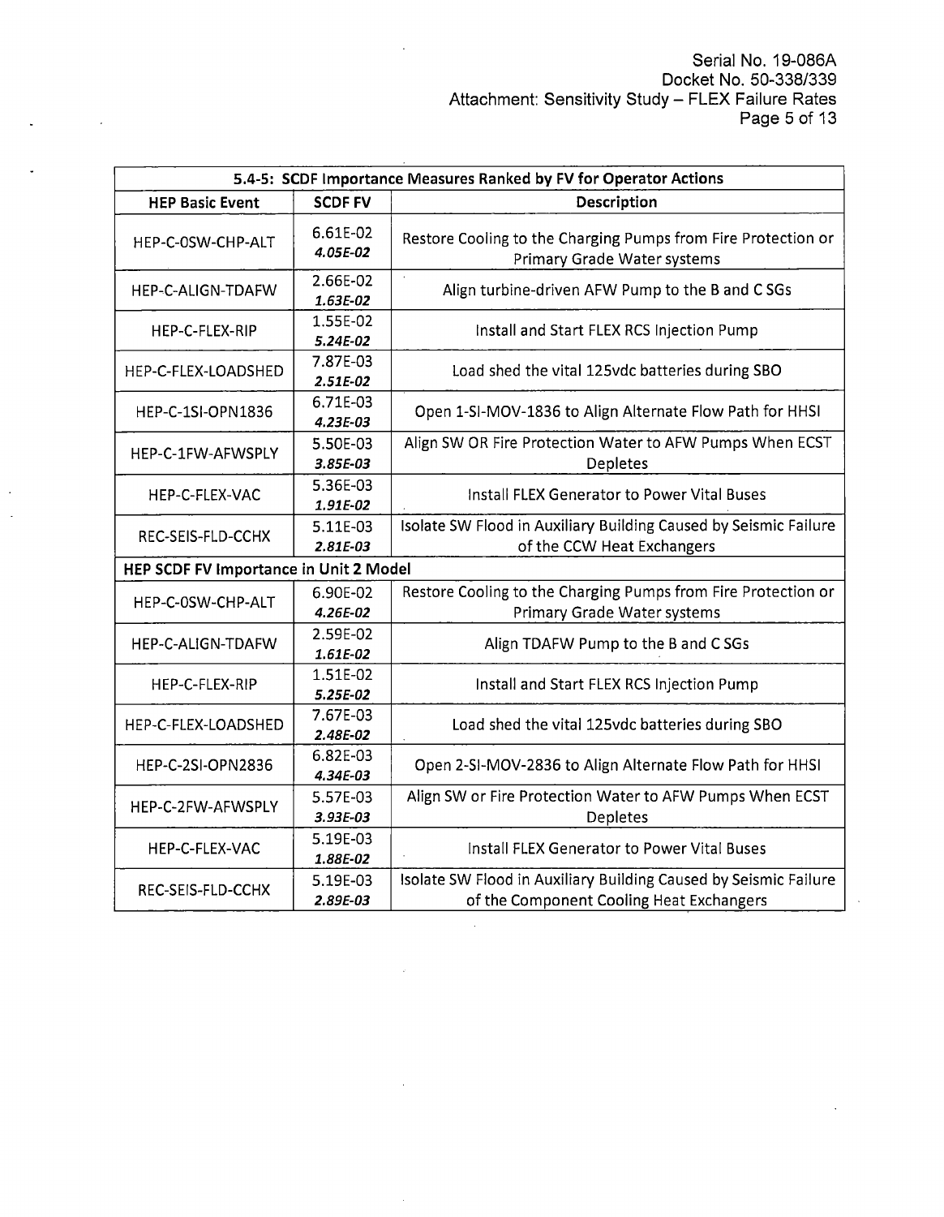| 5.4-5: SCDF Importance Measures Ranked by FV for Operator Actions | | |
|---|---|---|
| **HEP Basic Event** | **SCDF FV** | **Description** |
| HEP-C-0SW-CHP-ALT | 6.61E-02<br>***4.05E-02*** | Restore Cooling to the Charging Pumps from Fire Protection or Primary Grade Water systems |
| HEP-C-ALIGN-TDAFW | 2.66E-02<br>***1.63E-02*** | Align turbine-driven AFW Pump to the B and C SGs |
| HEP-C-FLEX-RIP | 1.55E-02<br>***5.24E-02*** | Install and Start FLEX RCS Injection Pump |
| HEP-C-FLEX-LOADSHED | 7.87E-03<br>***2.51E-02*** | Load shed the vital 125vdc batteries during SBO |
| HEP-C-1SI-OPN1836 | 6.71E-03<br>***4.23E-03*** | Open 1-SI-MOV-1836 to Align Alternate Flow Path for HHSI |
| HEP-C-1FW-AFWSPLY | 5.50E-03<br>***3.85E-03*** | Align SW OR Fire Protection Water to AFW Pumps When ECST Depletes |
| HEP-C-FLEX-VAC | 5.36E-03<br>***1.91E-02*** | Install FLEX Generator to Power Vital Buses |
| REC-SEIS-FLD-CCHX | 5.11E-03<br>***2.81E-03*** | Isolate SW Flood in Auxiliary Building Caused by Seismic Failure of the CCW Heat Exchangers |
| **HEP SCDF FV Importance in Unit 2 Model** | | |
| HEP-C-0SW-CHP-ALT | 6.90E-02<br>***4.26E-02*** | Restore Cooling to the Charging Pumps from Fire Protection or Primary Grade Water systems |
| HEP-C-ALIGN-TDAFW | 2.59E-02<br>***1.61E-02*** | Align TDAFW Pump to the B and C SGs |
| HEP-C-FLEX-RIP | 1.51E-02<br>***5.25E-02*** | Install and Start FLEX RCS Injection Pump |
| HEP-C-FLEX-LOADSHED | 7.67E-03<br>***2.48E-02*** | Load shed the vital 125vdc batteries during SBO |
| HEP-C-2SI-OPN2836 | 6.82E-03<br>***4.34E-03*** | Open 2-SI-MOV-2836 to Align Alternate Flow Path for HHSI |
| HEP-C-2FW-AFWSPLY | 5.57E-03<br>***3.93E-03*** | Align SW or Fire Protection Water to AFW Pumps When ECST Depletes |
| HEP-C-FLEX-VAC | 5.19E-03<br>***1.88E-02*** | Install FLEX Generator to Power Vital Buses |
| REC-SEIS-FLD-CCHX | 5.19E-03<br>***2.89E-03*** | Isolate SW Flood in Auxiliary Building Caused by Seismic Failure of the Component Cooling Heat Exchangers |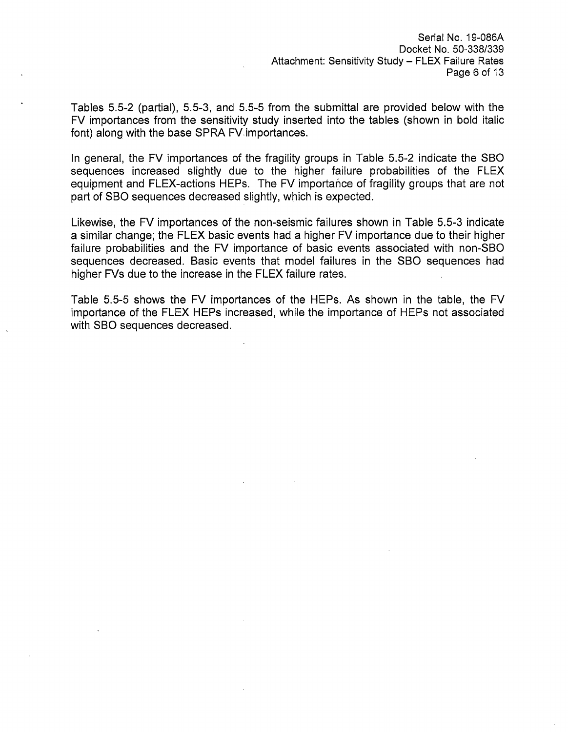Tables 5.5-2 (partial), 5.5-3, and 5.5-5 from the submittal are provided below with the FV importances from the sensitivity study inserted into the tables (shown in bold italic font) along with the base SPRA FV importances.

In general, the FV importances of the fragility groups in Table 5.5-2 indicate the SBO sequences increased slightly due to the higher failure probabilities of the FLEX equipment and FLEX-actions HEPs. The FV importance of fragility groups that are not part of SBO sequences decreased slightly, which is expected.

Likewise, the FV importances of the non-seismic failures shown in Table 5.5-3 indicate a similar change; the FLEX basic events had a higher FV importance due to their higher failure probabilities and the FV importance of basic events associated with non-SBO sequences decreased. Basic events that model failures in the SBO sequences had higher FVs due to the increase in the FLEX failure rates.

Table 5.5-5 shows the FV importances of the HEPs. As shown in the table, the FV importance of the FLEX HEPs increased, while the importance of HEPs not associated with SBO sequences decreased.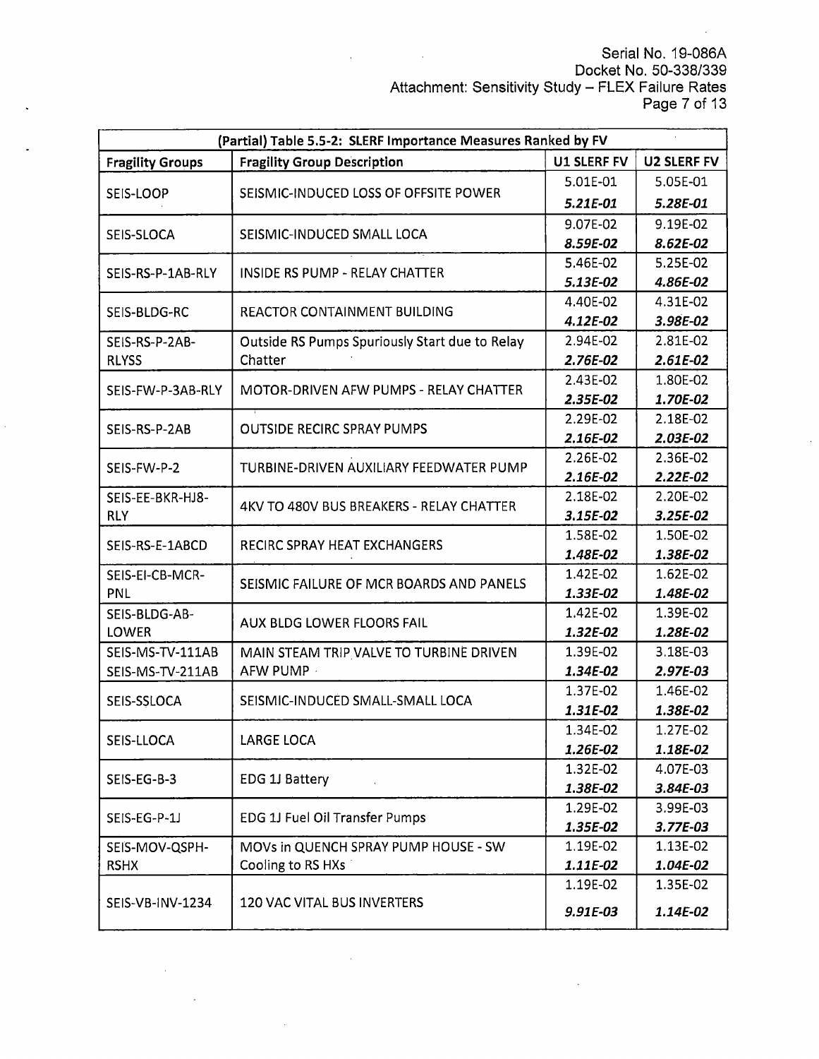| (Partial) Table 5.5-2: SLERF Importance Measures Ranked by FV | | | |
|---|---|---|---|
| **Fragility Groups** | **Fragility Group Description** | **U1 SLERF FV** | **U2 SLERF FV** |
| SEIS-LOOP | SEISMIC-INDUCED LOSS OF OFFSITE POWER | 5.01E-01 | 5.05E-01 |
| | | ***5.21E-01*** | ***5.28E-01*** |
| SEIS-SLOCA | SEISMIC-INDUCED SMALL LOCA | 9.07E-02 | 9.19E-02 |
| | | ***8.59E-02*** | ***8.62E-02*** |
| SEIS-RS-P-1AB-RLY | INSIDE RS PUMP - RELAY CHATTER | 5.46E-02 | 5.25E-02 |
| | | ***5.13E-02*** | ***4.86E-02*** |
| SEIS-BLDG-RC | REACTOR CONTAINMENT BUILDING | 4.40E-02 | 4.31E-02 |
| | | ***4.12E-02*** | ***3.98E-02*** |
| SEIS-RS-P-2AB-RLYSS | Outside RS Pumps Spuriously Start due to Relay Chatter | 2.94E-02 | 2.81E-02 |
| | | ***2.76E-02*** | ***2.61E-02*** |
| SEIS-FW-P-3AB-RLY | MOTOR-DRIVEN AFW PUMPS - RELAY CHATTER | 2.43E-02 | 1.80E-02 |
| | | ***2.35E-02*** | ***1.70E-02*** |
| SEIS-RS-P-2AB | OUTSIDE RECIRC SPRAY PUMPS | 2.29E-02 | 2.18E-02 |
| | | ***2.16E-02*** | ***2.03E-02*** |
| SEIS-FW-P-2 | TURBINE-DRIVEN AUXILIARY FEEDWATER PUMP | 2.26E-02 | 2.36E-02 |
| | | ***2.16E-02*** | ***2.22E-02*** |
| SEIS-EE-BKR-HJ8-RLY | 4KV TO 480V BUS BREAKERS - RELAY CHATTER | 2.18E-02 | 2.20E-02 |
| | | ***3.15E-02*** | ***3.25E-02*** |
| SEIS-RS-E-1ABCD | RECIRC SPRAY HEAT EXCHANGERS | 1.58E-02 | 1.50E-02 |
| | | ***1.48E-02*** | ***1.38E-02*** |
| SEIS-EI-CB-MCR-PNL | SEISMIC FAILURE OF MCR BOARDS AND PANELS | 1.42E-02 | 1.62E-02 |
| | | ***1.33E-02*** | ***1.48E-02*** |
| SEIS-BLDG-AB-LOWER | AUX BLDG LOWER FLOORS FAIL | 1.42E-02 | 1.39E-02 |
| | | ***1.32E-02*** | ***1.28E-02*** |
| SEIS-MS-TV-111AB SEIS-MS-TV-211AB | MAIN STEAM TRIP VALVE TO TURBINE DRIVEN AFW PUMP | 1.39E-02 | 3.18E-03 |
| | | ***1.34E-02*** | ***2.97E-03*** |
| SEIS-SSLOCA | SEISMIC-INDUCED SMALL-SMALL LOCA | 1.37E-02 | 1.46E-02 |
| | | ***1.31E-02*** | ***1.38E-02*** |
| SEIS-LLOCA | LARGE LOCA | 1.34E-02 | 1.27E-02 |
| | | ***1.26E-02*** | ***1.18E-02*** |
| SEIS-EG-B-3 | EDG 1J Battery | 1.32E-02 | 4.07E-03 |
| | | ***1.38E-02*** | ***3.84E-03*** |
| SEIS-EG-P-1J | EDG 1J Fuel Oil Transfer Pumps | 1.29E-02 | 3.99E-03 |
| | | ***1.35E-02*** | ***3.77E-03*** |
| SEIS-MOV-QSPH-RSHX | MOVs in QUENCH SPRAY PUMP HOUSE - SW Cooling to RS HXs | 1.19E-02 | 1.13E-02 |
| | | ***1.11E-02*** | ***1.04E-02*** |
| SEIS-VB-INV-1234 | 120 VAC VITAL BUS INVERTERS | 1.19E-02 | 1.35E-02 |
| | | ***9.91E-03*** | ***1.14E-02*** |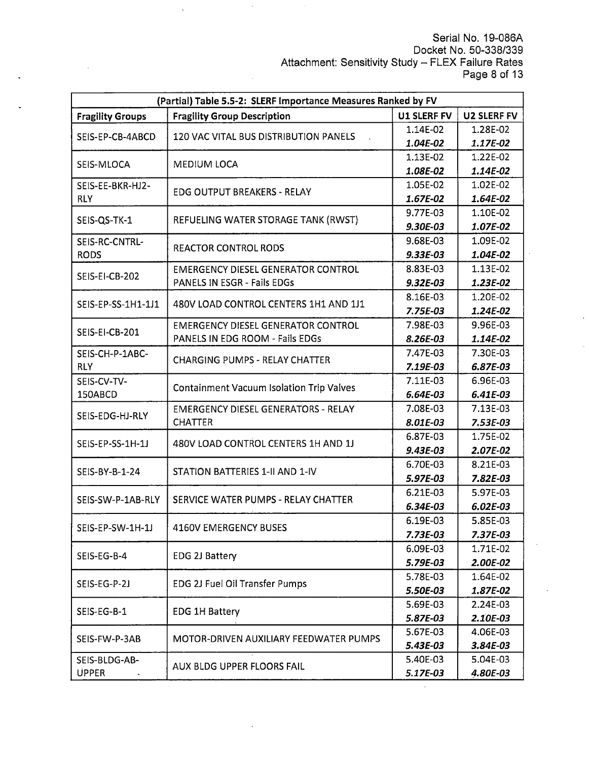| (Partial) Table 5.5-2: SLERF Importance Measures Ranked by FV | | | |
|---|---|---|---|
| **Fragility Groups** | **Fragility Group Description** | **U1 SLERF FV** | **U2 SLERF FV** |
| SEIS-EP-CB-4ABCD | 120 VAC VITAL BUS DISTRIBUTION PANELS | 1.14E-02<br>***1.04E-02*** | 1.28E-02<br>***1.17E-02*** |
| SEIS-MLOCA | MEDIUM LOCA | 1.13E-02<br>***1.08E-02*** | 1.22E-02<br>***1.14E-02*** |
| SEIS-EE-BKR-HJ2-RLY | EDG OUTPUT BREAKERS - RELAY | 1.05E-02<br>***1.67E-02*** | 1.02E-02<br>***1.64E-02*** |
| SEIS-QS-TK-1 | REFUELING WATER STORAGE TANK (RWST) | 9.77E-03<br>***9.30E-03*** | 1.10E-02<br>***1.07E-02*** |
| SEIS-RC-CNTRL-RODS | REACTOR CONTROL RODS | 9.68E-03<br>***9.33E-03*** | 1.09E-02<br>***1.04E-02*** |
| SEIS-EI-CB-202 | EMERGENCY DIESEL GENERATOR CONTROL PANELS IN ESGR - Fails EDGs | 8.83E-03<br>***9.32E-03*** | 1.13E-02<br>***1.23E-02*** |
| SEIS-EP-SS-1H1-1J1 | 480V LOAD CONTROL CENTERS 1H1 AND 1J1 | 8.16E-03<br>***7.75E-03*** | 1.20E-02<br>***1.24E-02*** |
| SEIS-EI-CB-201 | EMERGENCY DIESEL GENERATOR CONTROL PANELS IN EDG ROOM - Fails EDGs | 7.98E-03<br>***8.26E-03*** | 9.96E-03<br>***1.14E-02*** |
| SEIS-CH-P-1ABC-RLY | CHARGING PUMPS - RELAY CHATTER | 7.47E-03<br>***7.19E-03*** | 7.30E-03<br>***6.87E-03*** |
| SEIS-CV-TV-150ABCD | Containment Vacuum Isolation Trip Valves | 7.11E-03<br>***6.64E-03*** | 6.96E-03<br>***6.41E-03*** |
| SEIS-EDG-HJ-RLY | EMERGENCY DIESEL GENERATORS - RELAY CHATTER | 7.08E-03<br>***8.01E-03*** | 7.13E-03<br>***7.53E-03*** |
| SEIS-EP-SS-1H-1J | 480V LOAD CONTROL CENTERS 1H AND 1J | 6.87E-03<br>***9.43E-03*** | 1.75E-02<br>***2.07E-02*** |
| SEIS-BY-B-1-24 | STATION BATTERIES 1-II AND 1-IV | 6.70E-03<br>***5.97E-03*** | 8.21E-03<br>***7.82E-03*** |
| SEIS-SW-P-1AB-RLY | SERVICE WATER PUMPS - RELAY CHATTER | 6.21E-03<br>***6.34E-03*** | 5.97E-03<br>***6.02E-03*** |
| SEIS-EP-SW-1H-1J | 4160V EMERGENCY BUSES | 6.19E-03<br>***7.73E-03*** | 5.85E-03<br>***7.37E-03*** |
| SEIS-EG-B-4 | EDG 2J Battery | 6.09E-03<br>***5.79E-03*** | 1.71E-02<br>***2.00E-02*** |
| SEIS-EG-P-2J | EDG 2J Fuel Oil Transfer Pumps | 5.78E-03<br>***5.50E-03*** | 1.64E-02<br>***1.87E-02*** |
| SEIS-EG-B-1 | EDG 1H Battery | 5.69E-03<br>***5.87E-03*** | 2.24E-03<br>***2.10E-03*** |
| SEIS-FW-P-3AB | MOTOR-DRIVEN AUXILIARY FEEDWATER PUMPS | 5.67E-03<br>***5.43E-03*** | 4.06E-03<br>***3.84E-03*** |
| SEIS-BLDG-AB-UPPER | AUX BLDG UPPER FLOORS FAIL | 5.40E-03<br>***5.17E-03*** | 5.04E-03<br>***4.80E-03*** |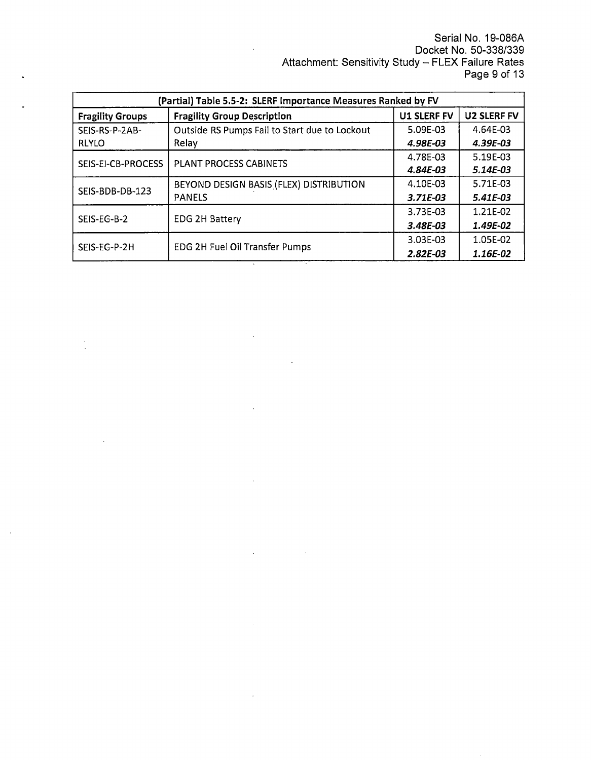| (Partial) Table 5.5-2: SLERF Importance Measures Ranked by FV | | | |
|---|---|---|---|
| **Fragility Groups** | **Fragility Group Description** | **U1 SLERF FV** | **U2 SLERF FV** |
| SEIS-RS-P-2AB-RLYLO | Outside RS Pumps Fail to Start due to Lockout Relay | 5.09E-03<br>***4.98E-03*** | 4.64E-03<br>***4.39E-03*** |
| SEIS-EI-CB-PROCESS | PLANT PROCESS CABINETS | 4.78E-03<br>***4.84E-03*** | 5.19E-03<br>***5.14E-03*** |
| SEIS-BDB-DB-123 | BEYOND DESIGN BASIS (FLEX) DISTRIBUTION PANELS | 4.10E-03<br>***3.71E-03*** | 5.71E-03<br>***5.41E-03*** |
| SEIS-EG-B-2 | EDG 2H Battery | 3.73E-03<br>***3.48E-03*** | 1.21E-02<br>***1.49E-02*** |
| SEIS-EG-P-2H | EDG 2H Fuel Oil Transfer Pumps | 3.03E-03<br>***2.82E-03*** | 1.05E-02<br>***1.16E-02*** |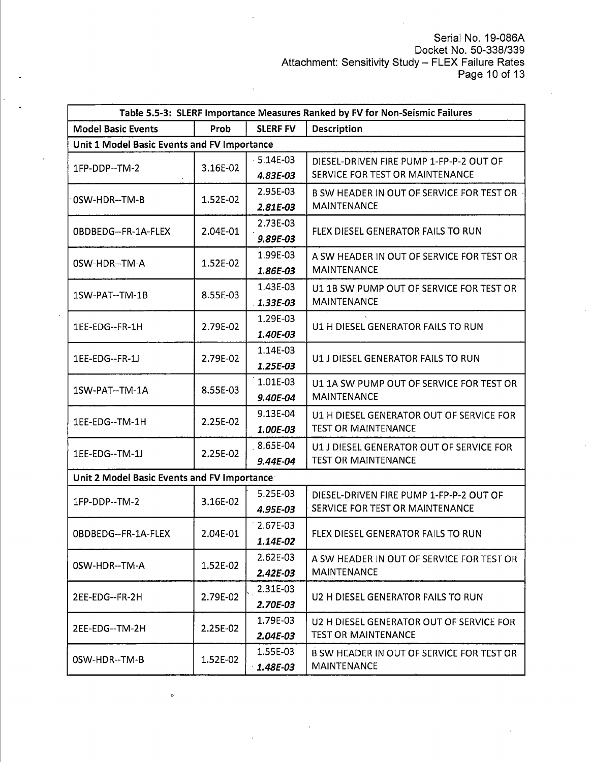| Table 5.5-3: SLERF Importance Measures Ranked by FV for Non-Seismic Failures | | | |
|---|---|---|---|
| **Model Basic Events** | **Prob** | **SLERF FV** | **Description** |
| **Unit 1 Model Basic Events and FV Importance** | | | |
| 1FP-DDP--TM-2 | 3.16E-02 | 5.14E-03<br>***4.83E-03*** | DIESEL-DRIVEN FIRE PUMP 1-FP-P-2 OUT OF SERVICE FOR TEST OR MAINTENANCE |
| 0SW-HDR--TM-B | 1.52E-02 | 2.95E-03<br>***2.81E-03*** | B SW HEADER IN OUT OF SERVICE FOR TEST OR MAINTENANCE |
| 0BDBEDG--FR-1A-FLEX | 2.04E-01 | 2.73E-03<br>***9.89E-03*** | FLEX DIESEL GENERATOR FAILS TO RUN |
| 0SW-HDR--TM-A | 1.52E-02 | 1.99E-03<br>***1.86E-03*** | A SW HEADER IN OUT OF SERVICE FOR TEST OR MAINTENANCE |
| 1SW-PAT--TM-1B | 8.55E-03 | 1.43E-03<br>***1.33E-03*** | U1 1B SW PUMP OUT OF SERVICE FOR TEST OR MAINTENANCE |
| 1EE-EDG--FR-1H | 2.79E-02 | 1.29E-03<br>***1.40E-03*** | U1 H DIESEL GENERATOR FAILS TO RUN |
| 1EE-EDG--FR-1J | 2.79E-02 | 1.14E-03<br>***1.25E-03*** | U1 J DIESEL GENERATOR FAILS TO RUN |
| 1SW-PAT--TM-1A | 8.55E-03 | 1.01E-03<br>***9.40E-04*** | U1 1A SW PUMP OUT OF SERVICE FOR TEST OR MAINTENANCE |
| 1EE-EDG--TM-1H | 2.25E-02 | 9.13E-04<br>***1.00E-03*** | U1 H DIESEL GENERATOR OUT OF SERVICE FOR TEST OR MAINTENANCE |
| 1EE-EDG--TM-1J | 2.25E-02 | 8.65E-04<br>***9.44E-04*** | U1 J DIESEL GENERATOR OUT OF SERVICE FOR TEST OR MAINTENANCE |
| **Unit 2 Model Basic Events and FV Importance** | | | |
| 1FP-DDP--TM-2 | 3.16E-02 | 5.25E-03<br>***4.95E-03*** | DIESEL-DRIVEN FIRE PUMP 1-FP-P-2 OUT OF SERVICE FOR TEST OR MAINTENANCE |
| 0BDBEDG--FR-1A-FLEX | 2.04E-01 | 2.67E-03<br>***1.14E-02*** | FLEX DIESEL GENERATOR FAILS TO RUN |
| 0SW-HDR--TM-A | 1.52E-02 | 2.62E-03<br>***2.42E-03*** | A SW HEADER IN OUT OF SERVICE FOR TEST OR MAINTENANCE |
| 2EE-EDG--FR-2H | 2.79E-02 | 2.31E-03<br>***2.70E-03*** | U2 H DIESEL GENERATOR FAILS TO RUN |
| 2EE-EDG--TM-2H | 2.25E-02 | 1.79E-03<br>***2.04E-03*** | U2 H DIESEL GENERATOR OUT OF SERVICE FOR TEST OR MAINTENANCE |
| 0SW-HDR--TM-B | 1.52E-02 | 1.55E-03<br>***1.48E-03*** | B SW HEADER IN OUT OF SERVICE FOR TEST OR MAINTENANCE |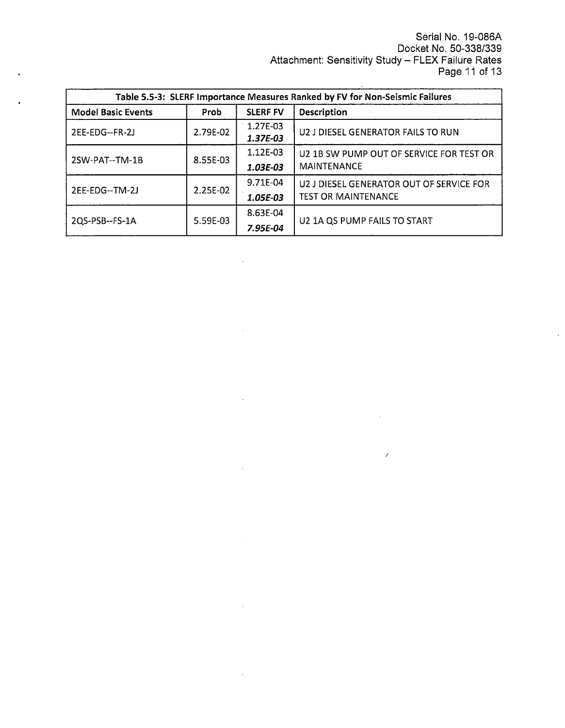| Table 5.5-3: SLERF Importance Measures Ranked by FV for Non-Seismic Failures | | | |
|---|---|---|---|
| **Model Basic Events** | **Prob** | **SLERF FV** | **Description** |
| 2EE-EDG--FR-2J | 2.79E-02 | 1.27E-03<br>***1.37E-03*** | U2 J DIESEL GENERATOR FAILS TO RUN |
| 2SW-PAT--TM-1B | 8.55E-03 | 1.12E-03<br>***1.03E-03*** | U2 1B SW PUMP OUT OF SERVICE FOR TEST OR MAINTENANCE |
| 2EE-EDG--TM-2J | 2.25E-02 | 9.71E-04<br>***1.05E-03*** | U2 J DIESEL GENERATOR OUT OF SERVICE FOR TEST OR MAINTENANCE |
| 2QS-PSB--FS-1A | 5.59E-03 | 8.63E-04<br>***7.95E-04*** | U2 1A QS PUMP FAILS TO START |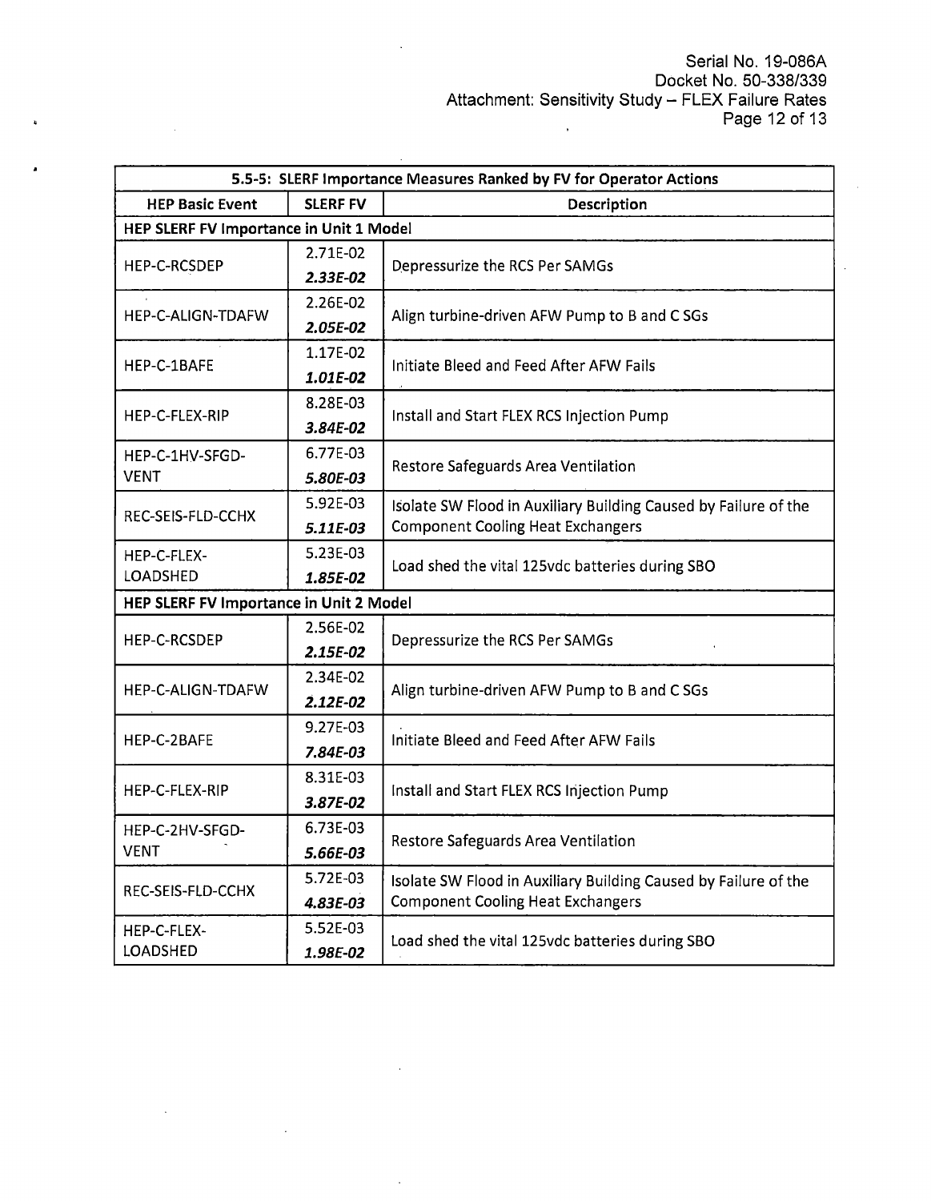| 5.5-5: SLERF Importance Measures Ranked by FV for Operator Actions | | |
|---|---|---|
| **HEP Basic Event** | **SLERF FV** | **Description** |
| **HEP SLERF FV Importance in Unit 1 Model** | | |
| HEP-C-RCSDEP | 2.71E-02<br>***2.33E-02*** | Depressurize the RCS Per SAMGs |
| HEP-C-ALIGN-TDAFW | 2.26E-02<br>***2.05E-02*** | Align turbine-driven AFW Pump to B and C SGs |
| HEP-C-1BAFE | 1.17E-02<br>***1.01E-02*** | Initiate Bleed and Feed After AFW Fails |
| HEP-C-FLEX-RIP | 8.28E-03<br>***3.84E-02*** | Install and Start FLEX RCS Injection Pump |
| HEP-C-1HV-SFGD-VENT | 6.77E-03<br>***5.80E-03*** | Restore Safeguards Area Ventilation |
| REC-SEIS-FLD-CCHX | 5.92E-03<br>***5.11E-03*** | Isolate SW Flood in Auxiliary Building Caused by Failure of the Component Cooling Heat Exchangers |
| HEP-C-FLEX-LOADSHED | 5.23E-03<br>***1.85E-02*** | Load shed the vital 125vdc batteries during SBO |
| **HEP SLERF FV Importance in Unit 2 Model** | | |
| HEP-C-RCSDEP | 2.56E-02<br>***2.15E-02*** | Depressurize the RCS Per SAMGs |
| HEP-C-ALIGN-TDAFW | 2.34E-02<br>***2.12E-02*** | Align turbine-driven AFW Pump to B and C SGs |
| HEP-C-2BAFE | 9.27E-03<br>***7.84E-03*** | Initiate Bleed and Feed After AFW Fails |
| HEP-C-FLEX-RIP | 8.31E-03<br>***3.87E-02*** | Install and Start FLEX RCS Injection Pump |
| HEP-C-2HV-SFGD-VENT | 6.73E-03<br>***5.66E-03*** | Restore Safeguards Area Ventilation |
| REC-SEIS-FLD-CCHX | 5.72E-03<br>***4.83E-03*** | Isolate SW Flood in Auxiliary Building Caused by Failure of the Component Cooling Heat Exchangers |
| HEP-C-FLEX-LOADSHED | 5.52E-03<br>***1.98E-02*** | Load shed the vital 125vdc batteries during SBO |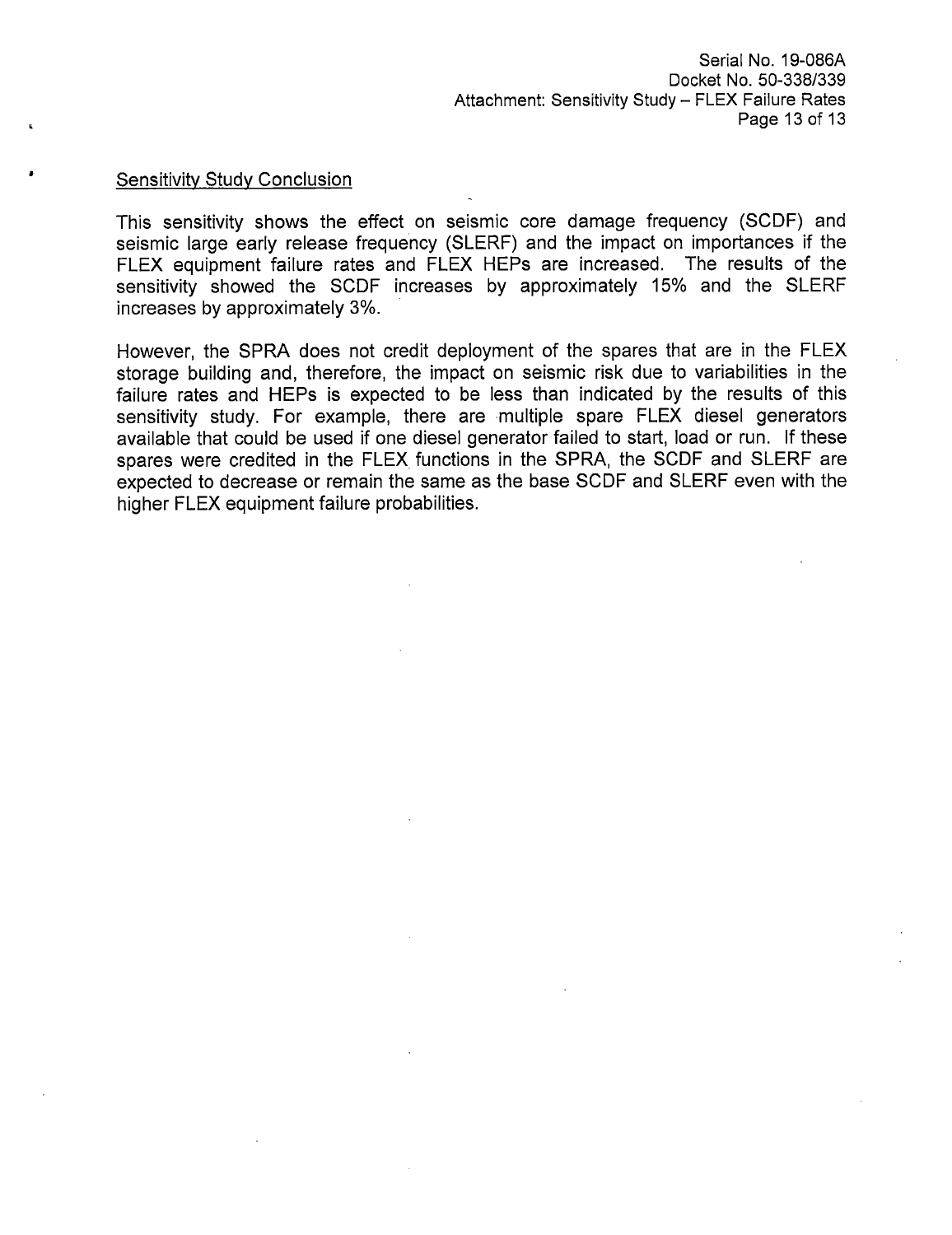## Sensitivity Study Conclusion

This sensitivity shows the effect on seismic core damage frequency (SCDF) and seismic large early release frequency (SLERF) and the impact on importances if the FLEX equipment failure rates and FLEX HEPs are increased. The results of the sensitivity showed the SCDF increases by approximately 15% and the SLERF increases by approximately 3%.

However, the SPRA does not credit deployment of the spares that are in the FLEX storage building and, therefore, the impact on seismic risk due to variabilities in the failure rates and HEPs is expected to be less than indicated by the results of this sensitivity study. For example, there are multiple spare FLEX diesel generators available that could be used if one diesel generator failed to start, load or run. If these spares were credited in the FLEX functions in the SPRA, the SCDF and SLERF are expected to decrease or remain the same as the base SCDF and SLERF even with the higher FLEX equipment failure probabilities.